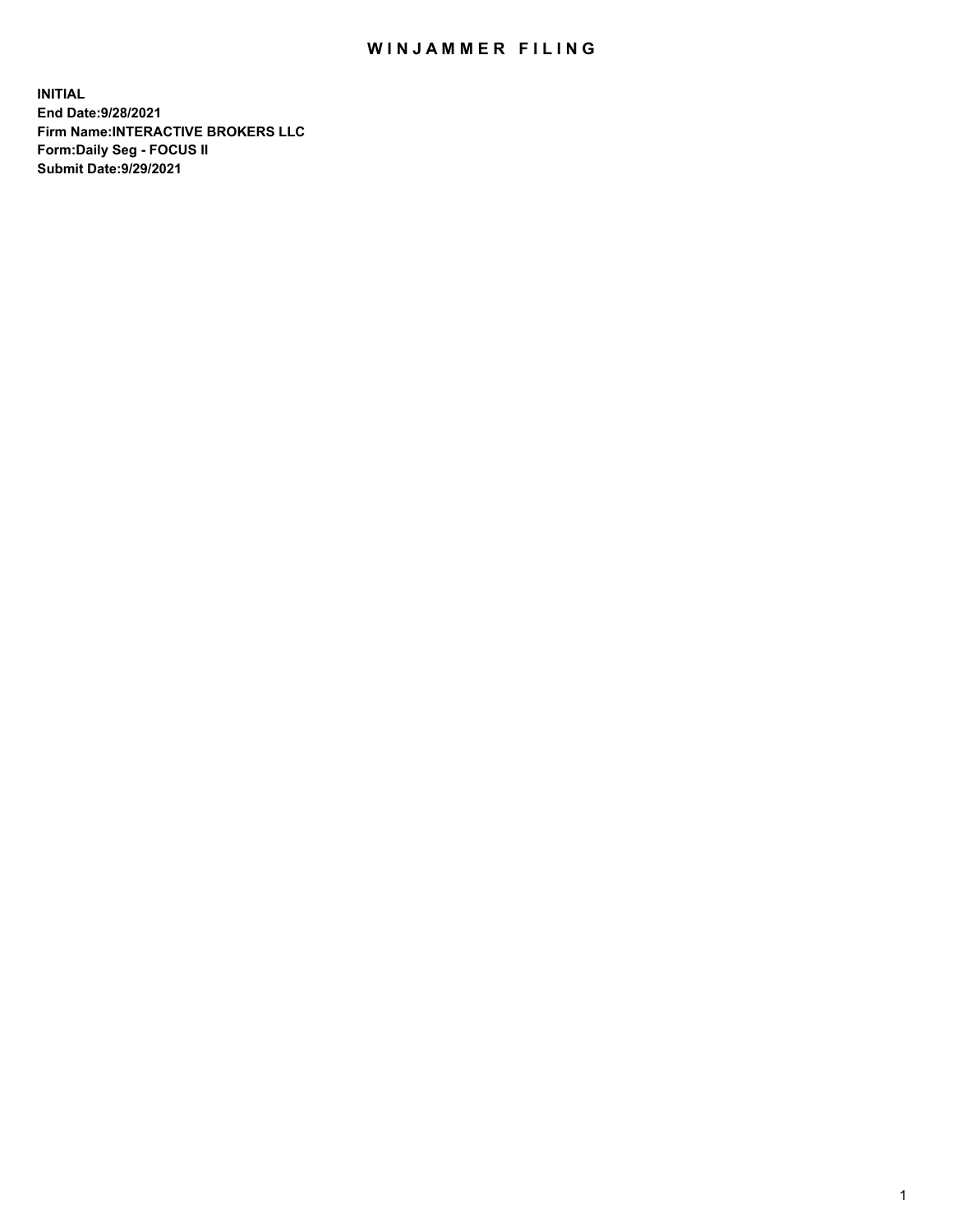# WINJAMMER FILING

**INITIAL**
**End Date:9/28/2021**
**Firm Name:INTERACTIVE BROKERS LLC**
**Form:Daily Seg - FOCUS II**
**Submit Date:9/29/2021**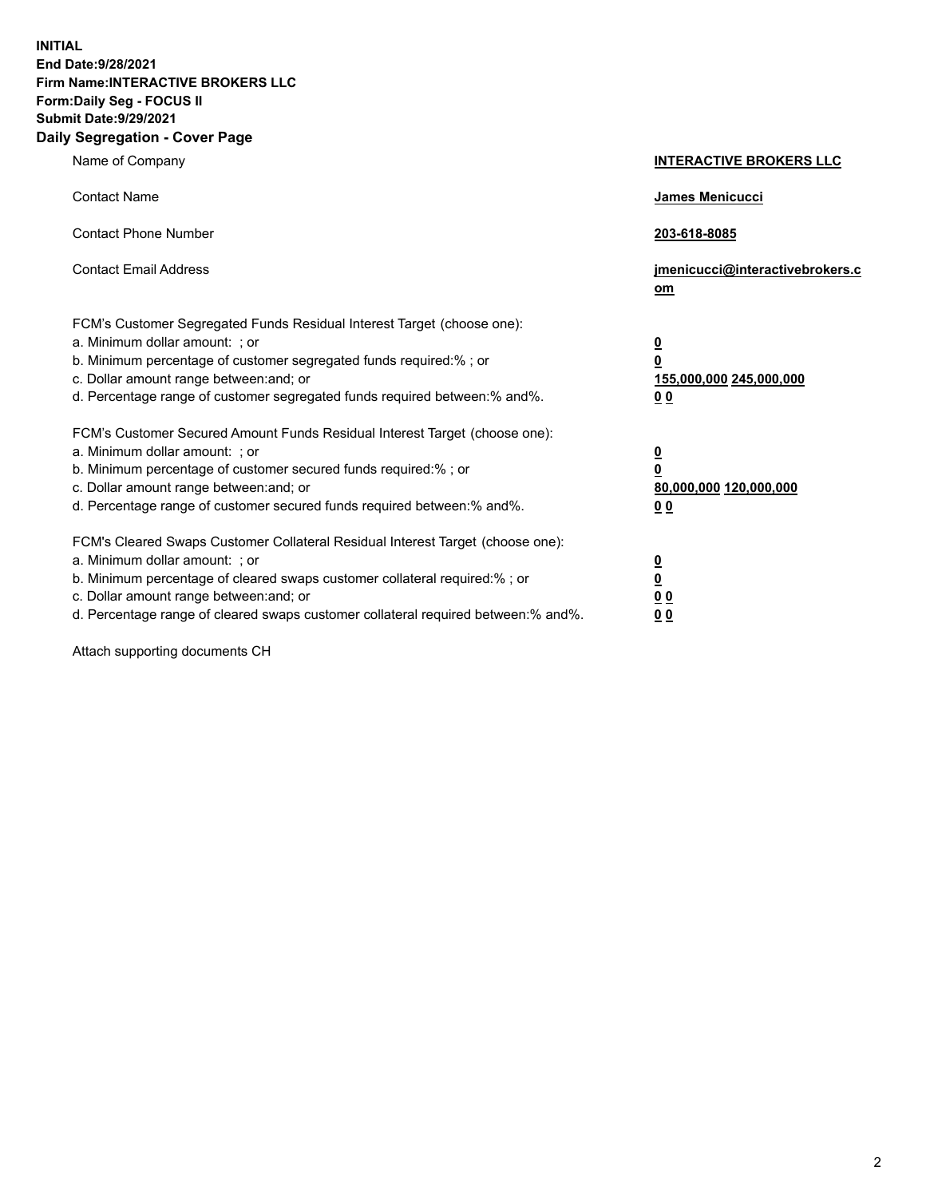**INITIAL**
**End Date:9/28/2021**
**Firm Name:INTERACTIVE BROKERS LLC**
**Form:Daily Seg - FOCUS II**
**Submit Date:9/29/2021**
**Daily Segregation - Cover Page**

| | |
|---|---|
| Name of Company | **INTERACTIVE BROKERS LLC** |
| Contact Name | **James Menicucci** |
| Contact Phone Number | **203-618-8085** |
| Contact Email Address | **jmenicucci@interactivebrokers.com** |
| FCM's Customer Segregated Funds Residual Interest Target (choose one): | |
| a. Minimum dollar amount: ; or | **0** |
| b. Minimum percentage of customer segregated funds required:% ; or | **0** |
| c. Dollar amount range between:and; or | **155,000,000** **245,000,000** |
| d. Percentage range of customer segregated funds required between:% and%. | **0** **0** |
| FCM's Customer Secured Amount Funds Residual Interest Target (choose one): | |
| a. Minimum dollar amount: ; or | **0** |
| b. Minimum percentage of customer secured funds required:% ; or | **0** |
| c. Dollar amount range between:and; or | **80,000,000** **120,000,000** |
| d. Percentage range of customer secured funds required between:% and%. | **0** **0** |
| FCM's Cleared Swaps Customer Collateral Residual Interest Target (choose one): | |
| a. Minimum dollar amount: ; or | **0** |
| b. Minimum percentage of cleared swaps customer collateral required:% ; or | **0** |
| c. Dollar amount range between:and; or | **0** **0** |
| d. Percentage range of cleared swaps customer collateral required between:% and%. | **0** **0** |

Attach supporting documents CH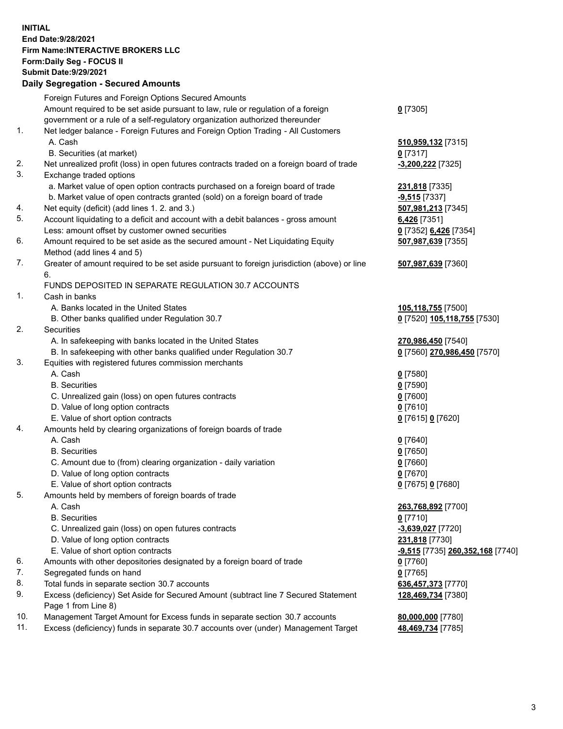**INITIAL**
**End Date:9/28/2021**
**Firm Name:INTERACTIVE BROKERS LLC**
**Form:Daily Seg - FOCUS II**
**Submit Date:9/29/2021**

**Daily Segregation - Secured Amounts**

| | | |
|---|---|---|
| | Foreign Futures and Foreign Options Secured Amounts | |
| | Amount required to be set aside pursuant to law, rule or regulation of a foreign government or a rule of a self-regulatory organization authorized thereunder | **0** [7305] |
| 1. | Net ledger balance - Foreign Futures and Foreign Option Trading - All Customers | |
| | A. Cash | **510,959,132** [7315] |
| | B. Securities (at market) | **0** [7317] |
| 2. | Net unrealized profit (loss) in open futures contracts traded on a foreign board of trade | **-3,200,222** [7325] |
| 3. | Exchange traded options | |
| | a. Market value of open option contracts purchased on a foreign board of trade | **231,818** [7335] |
| | b. Market value of open contracts granted (sold) on a foreign board of trade | **-9,515** [7337] |
| 4. | Net equity (deficit) (add lines 1. 2. and 3.) | **507,981,213** [7345] |
| 5. | Account liquidating to a deficit and account with a debit balances - gross amount | **6,426** [7351] |
| | Less: amount offset by customer owned securities | **0** [7352] **6,426** [7354] |
| 6. | Amount required to be set aside as the secured amount - Net Liquidating Equity Method (add lines 4 and 5) | **507,987,639** [7355] |
| 7. | Greater of amount required to be set aside pursuant to foreign jurisdiction (above) or line 6. | **507,987,639** [7360] |
| | FUNDS DEPOSITED IN SEPARATE REGULATION 30.7 ACCOUNTS | |
| 1. | Cash in banks | |
| | A. Banks located in the United States | **105,118,755** [7500] |
| | B. Other banks qualified under Regulation 30.7 | **0** [7520] **105,118,755** [7530] |
| 2. | Securities | |
| | A. In safekeeping with banks located in the United States | **270,986,450** [7540] |
| | B. In safekeeping with other banks qualified under Regulation 30.7 | **0** [7560] **270,986,450** [7570] |
| 3. | Equities with registered futures commission merchants | |
| | A. Cash | **0** [7580] |
| | B. Securities | **0** [7590] |
| | C. Unrealized gain (loss) on open futures contracts | **0** [7600] |
| | D. Value of long option contracts | **0** [7610] |
| | E. Value of short option contracts | **0** [7615] **0** [7620] |
| 4. | Amounts held by clearing organizations of foreign boards of trade | |
| | A. Cash | **0** [7640] |
| | B. Securities | **0** [7650] |
| | C. Amount due to (from) clearing organization - daily variation | **0** [7660] |
| | D. Value of long option contracts | **0** [7670] |
| | E. Value of short option contracts | **0** [7675] **0** [7680] |
| 5. | Amounts held by members of foreign boards of trade | |
| | A. Cash | **263,768,892** [7700] |
| | B. Securities | **0** [7710] |
| | C. Unrealized gain (loss) on open futures contracts | **-3,639,027** [7720] |
| | D. Value of long option contracts | **231,818** [7730] |
| | E. Value of short option contracts | **-9,515** [7735] **260,352,168** [7740] |
| 6. | Amounts with other depositories designated by a foreign board of trade | **0** [7760] |
| 7. | Segregated funds on hand | **0** [7765] |
| 8. | Total funds in separate section 30.7 accounts | **636,457,373** [7770] |
| 9. | Excess (deficiency) Set Aside for Secured Amount (subtract line 7 Secured Statement Page 1 from Line 8) | **128,469,734** [7380] |
| 10. | Management Target Amount for Excess funds in separate section 30.7 accounts | **80,000,000** [7780] |
| 11. | Excess (deficiency) funds in separate 30.7 accounts over (under) Management Target | **48,469,734** [7785] |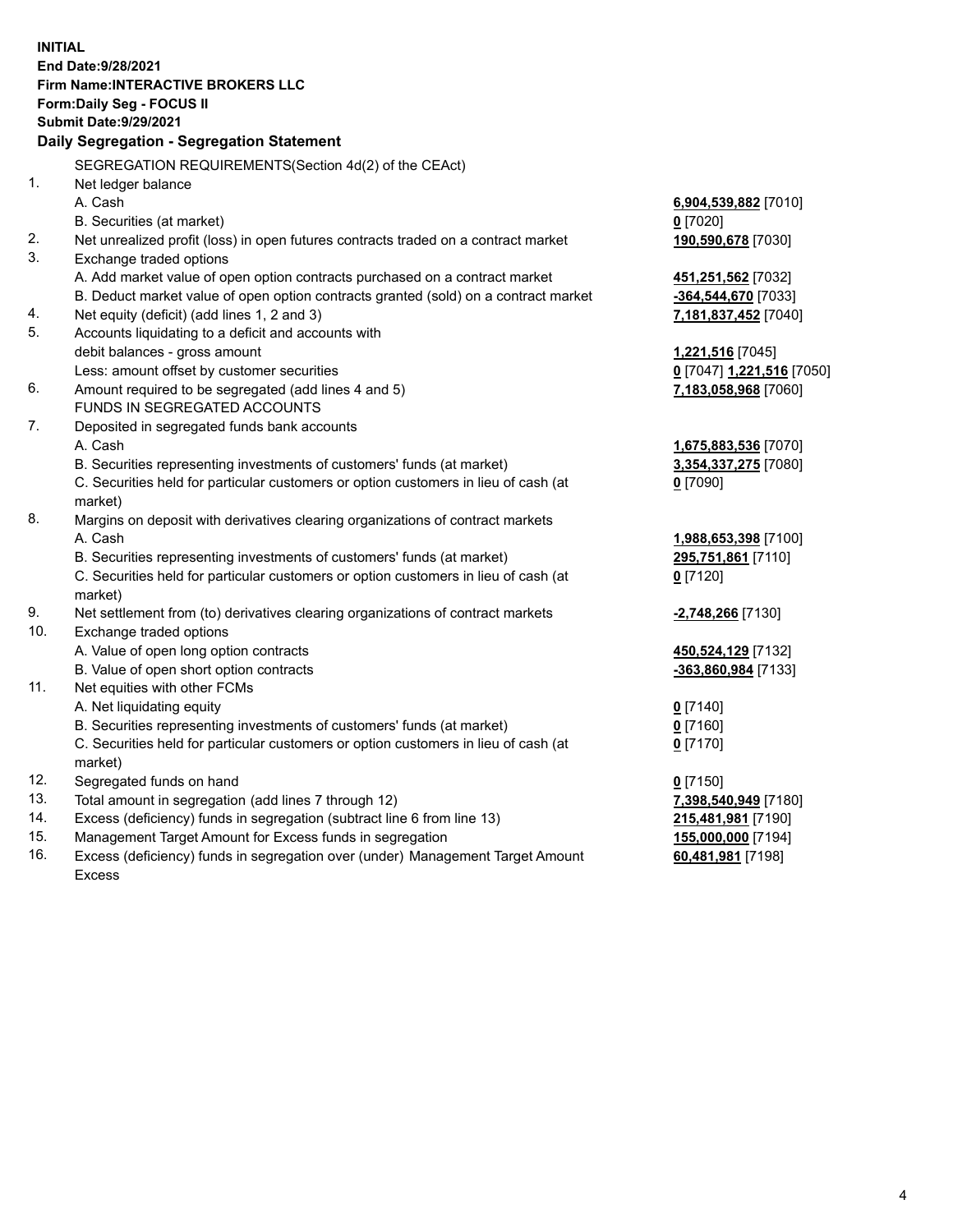**INITIAL**
**End Date:9/28/2021**
**Firm Name:INTERACTIVE BROKERS LLC**
**Form:Daily Seg - FOCUS II**
**Submit Date:9/29/2021**

## Daily Segregation - Segregation Statement

SEGREGATION REQUIREMENTS(Section 4d(2) of the CEAct)

| | | |
|---|---|---|
| 1. | Net ledger balance | |
| | A. Cash | **6,904,539,882** [7010] |
| | B. Securities (at market) | **0** [7020] |
| 2. | Net unrealized profit (loss) in open futures contracts traded on a contract market | **190,590,678** [7030] |
| 3. | Exchange traded options | |
| | A. Add market value of open option contracts purchased on a contract market | **451,251,562** [7032] |
| | B. Deduct market value of open option contracts granted (sold) on a contract market | **-364,544,670** [7033] |
| 4. | Net equity (deficit) (add lines 1, 2 and 3) | **7,181,837,452** [7040] |
| 5. | Accounts liquidating to a deficit and accounts with | |
| | debit balances - gross amount | **1,221,516** [7045] |
| | Less: amount offset by customer securities | **0** [7047] **1,221,516** [7050] |
| 6. | Amount required to be segregated (add lines 4 and 5) | **7,183,058,968** [7060] |
| | FUNDS IN SEGREGATED ACCOUNTS | |
| 7. | Deposited in segregated funds bank accounts | |
| | A. Cash | **1,675,883,536** [7070] |
| | B. Securities representing investments of customers' funds (at market) | **3,354,337,275** [7080] |
| | C. Securities held for particular customers or option customers in lieu of cash (at market) | **0** [7090] |
| 8. | Margins on deposit with derivatives clearing organizations of contract markets | |
| | A. Cash | **1,988,653,398** [7100] |
| | B. Securities representing investments of customers' funds (at market) | **295,751,861** [7110] |
| | C. Securities held for particular customers or option customers in lieu of cash (at market) | **0** [7120] |
| 9. | Net settlement from (to) derivatives clearing organizations of contract markets | **-2,748,266** [7130] |
| 10. | Exchange traded options | |
| | A. Value of open long option contracts | **450,524,129** [7132] |
| | B. Value of open short option contracts | **-363,860,984** [7133] |
| 11. | Net equities with other FCMs | |
| | A. Net liquidating equity | **0** [7140] |
| | B. Securities representing investments of customers' funds (at market) | **0** [7160] |
| | C. Securities held for particular customers or option customers in lieu of cash (at market) | **0** [7170] |
| 12. | Segregated funds on hand | **0** [7150] |
| 13. | Total amount in segregation (add lines 7 through 12) | **7,398,540,949** [7180] |
| 14. | Excess (deficiency) funds in segregation (subtract line 6 from line 13) | **215,481,981** [7190] |
| 15. | Management Target Amount for Excess funds in segregation | **155,000,000** [7194] |
| 16. | Excess (deficiency) funds in segregation over (under) Management Target Amount Excess | **60,481,981** [7198] |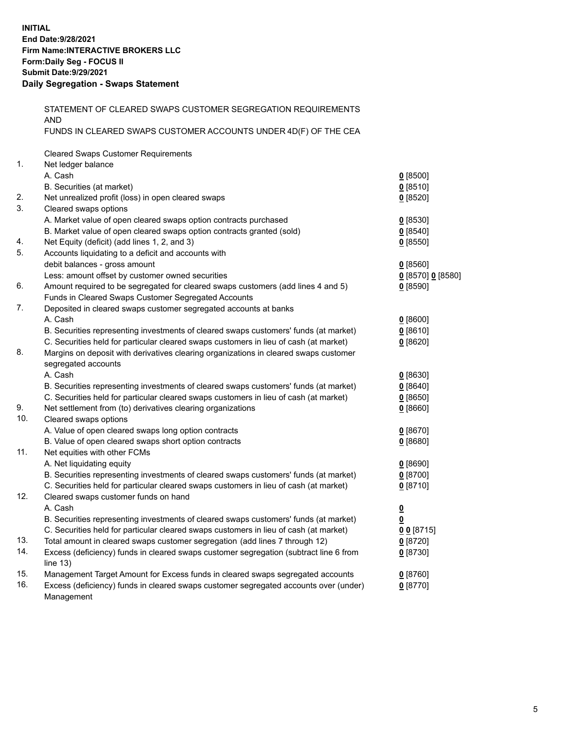**INITIAL**
**End Date:9/28/2021**
**Firm Name:INTERACTIVE BROKERS LLC**
**Form:Daily Seg - FOCUS II**
**Submit Date:9/29/2021**
**Daily Segregation - Swaps Statement**

STATEMENT OF CLEARED SWAPS CUSTOMER SEGREGATION REQUIREMENTS AND FUNDS IN CLEARED SWAPS CUSTOMER ACCOUNTS UNDER 4D(F) OF THE CEA

| | | |
|---|---|---|
| | Cleared Swaps Customer Requirements | |
| 1. | Net ledger balance | |
| | A. Cash | 0 [8500] |
| | B. Securities (at market) | 0 [8510] |
| 2. | Net unrealized profit (loss) in open cleared swaps | 0 [8520] |
| 3. | Cleared swaps options | |
| | A. Market value of open cleared swaps option contracts purchased | 0 [8530] |
| | B. Market value of open cleared swaps option contracts granted (sold) | 0 [8540] |
| 4. | Net Equity (deficit) (add lines 1, 2, and 3) | 0 [8550] |
| 5. | Accounts liquidating to a deficit and accounts with debit balances - gross amount | 0 [8560] |
| | Less: amount offset by customer owned securities | 0 [8570] 0 [8580] |
| 6. | Amount required to be segregated for cleared swaps customers (add lines 4 and 5) | 0 [8590] |
| | Funds in Cleared Swaps Customer Segregated Accounts | |
| 7. | Deposited in cleared swaps customer segregated accounts at banks | |
| | A. Cash | 0 [8600] |
| | B. Securities representing investments of cleared swaps customers' funds (at market) | 0 [8610] |
| | C. Securities held for particular cleared swaps customers in lieu of cash (at market) | 0 [8620] |
| 8. | Margins on deposit with derivatives clearing organizations in cleared swaps customer segregated accounts | |
| | A. Cash | 0 [8630] |
| | B. Securities representing investments of cleared swaps customers' funds (at market) | 0 [8640] |
| | C. Securities held for particular cleared swaps customers in lieu of cash (at market) | 0 [8650] |
| 9. | Net settlement from (to) derivatives clearing organizations | 0 [8660] |
| 10. | Cleared swaps options | |
| | A. Value of open cleared swaps long option contracts | 0 [8670] |
| | B. Value of open cleared swaps short option contracts | 0 [8680] |
| 11. | Net equities with other FCMs | |
| | A. Net liquidating equity | 0 [8690] |
| | B. Securities representing investments of cleared swaps customers' funds (at market) | 0 [8700] |
| | C. Securities held for particular cleared swaps customers in lieu of cash (at market) | 0 [8710] |
| 12. | Cleared swaps customer funds on hand | |
| | A. Cash | 0 |
| | B. Securities representing investments of cleared swaps customers' funds (at market) | 0 |
| | C. Securities held for particular cleared swaps customers in lieu of cash (at market) | 0 0 [8715] |
| 13. | Total amount in cleared swaps customer segregation (add lines 7 through 12) | 0 [8720] |
| 14. | Excess (deficiency) funds in cleared swaps customer segregation (subtract line 6 from line 13) | 0 [8730] |
| 15. | Management Target Amount for Excess funds in cleared swaps segregated accounts | 0 [8760] |
| 16. | Excess (deficiency) funds in cleared swaps customer segregated accounts over (under) Management | 0 [8770] |